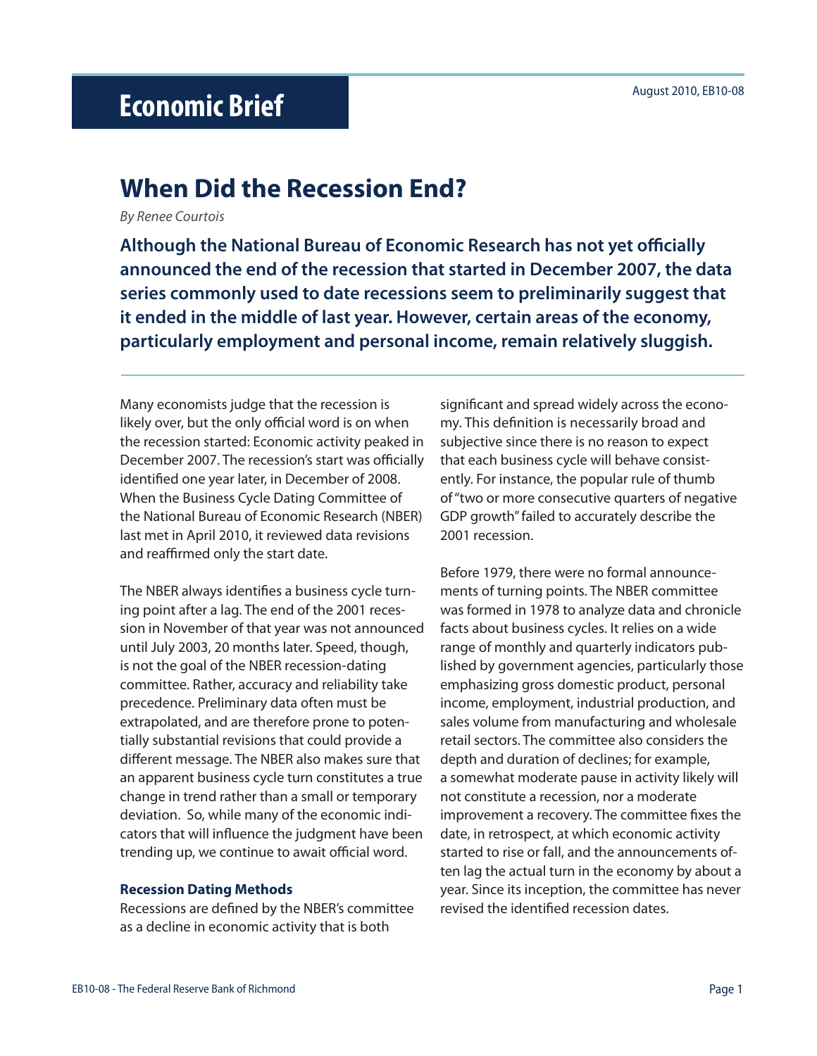Economic Brief

August 2010, EB10-08

# When Did the Recession End?

*By Renee Courtois*

**Although the National Bureau of Economic Research has not yet officially announced the end of the recession that started in December 2007, the data series commonly used to date recessions seem to preliminarily suggest that it ended in the middle of last year. However, certain areas of the economy, particularly employment and personal income, remain relatively sluggish.**

Many economists judge that the recession is likely over, but the only official word is on when the recession started: Economic activity peaked in December 2007. The recession's start was officially identified one year later, in December of 2008. When the Business Cycle Dating Committee of the National Bureau of Economic Research (NBER) last met in April 2010, it reviewed data revisions and reaffirmed only the start date.

The NBER always identifies a business cycle turning point after a lag. The end of the 2001 recession in November of that year was not announced until July 2003, 20 months later. Speed, though, is not the goal of the NBER recession-dating committee. Rather, accuracy and reliability take precedence. Preliminary data often must be extrapolated, and are therefore prone to potentially substantial revisions that could provide a different message. The NBER also makes sure that an apparent business cycle turn constitutes a true change in trend rather than a small or temporary deviation. So, while many of the economic indicators that will influence the judgment have been trending up, we continue to await official word.

### Recession Dating Methods

Recessions are defined by the NBER's committee as a decline in economic activity that is both significant and spread widely across the economy. This definition is necessarily broad and subjective since there is no reason to expect that each business cycle will behave consistently. For instance, the popular rule of thumb of "two or more consecutive quarters of negative GDP growth" failed to accurately describe the 2001 recession.

Before 1979, there were no formal announcements of turning points. The NBER committee was formed in 1978 to analyze data and chronicle facts about business cycles. It relies on a wide range of monthly and quarterly indicators published by government agencies, particularly those emphasizing gross domestic product, personal income, employment, industrial production, and sales volume from manufacturing and wholesale retail sectors. The committee also considers the depth and duration of declines; for example, a somewhat moderate pause in activity likely will not constitute a recession, nor a moderate improvement a recovery. The committee fixes the date, in retrospect, at which economic activity started to rise or fall, and the announcements often lag the actual turn in the economy by about a year. Since its inception, the committee has never revised the identified recession dates.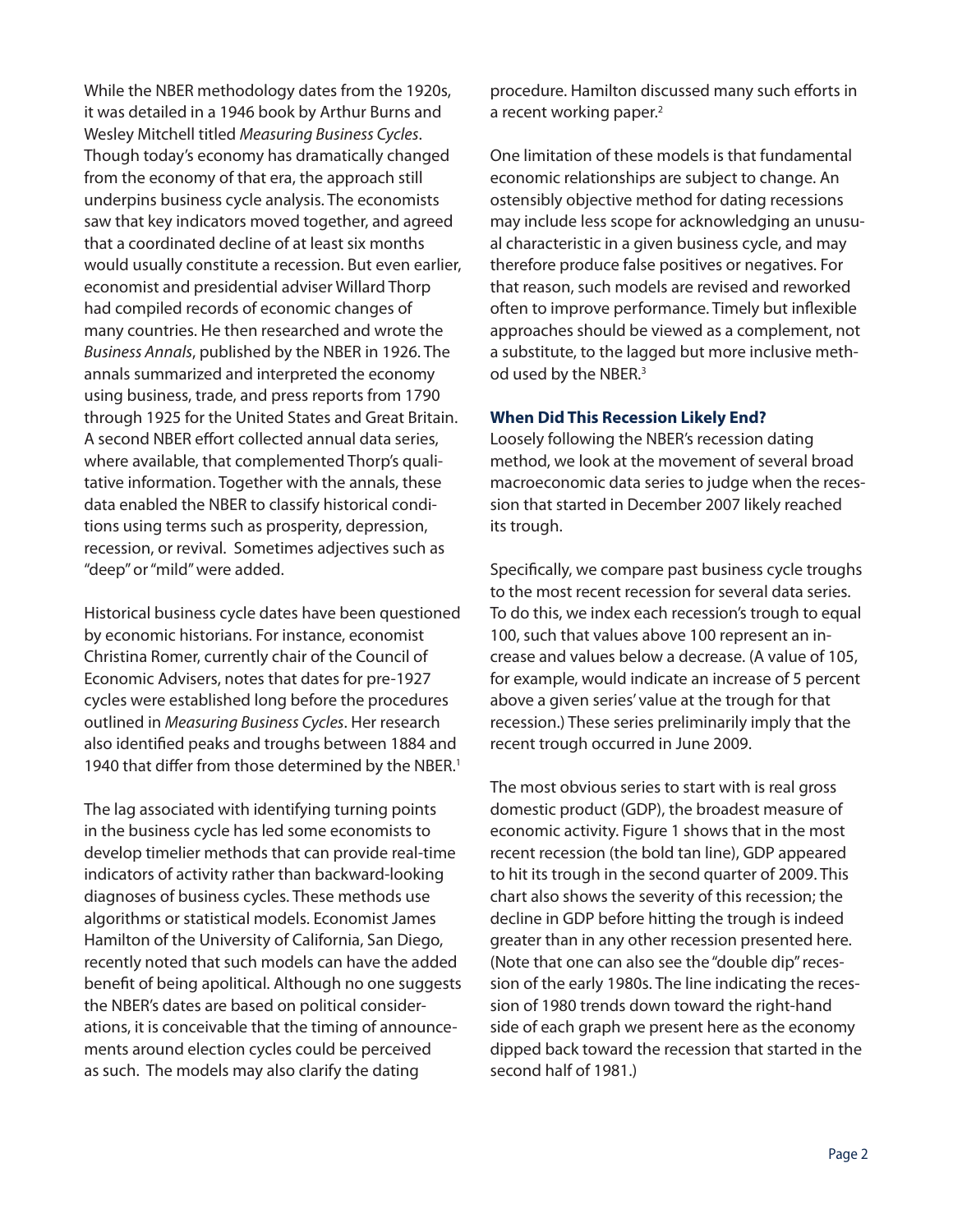While the NBER methodology dates from the 1920s, it was detailed in a 1946 book by Arthur Burns and Wesley Mitchell titled *Measuring Business Cycles*. Though today's economy has dramatically changed from the economy of that era, the approach still underpins business cycle analysis. The economists saw that key indicators moved together, and agreed that a coordinated decline of at least six months would usually constitute a recession. But even earlier, economist and presidential adviser Willard Thorp had compiled records of economic changes of many countries. He then researched and wrote the *Business Annals*, published by the NBER in 1926. The annals summarized and interpreted the economy using business, trade, and press reports from 1790 through 1925 for the United States and Great Britain. A second NBER effort collected annual data series, where available, that complemented Thorp's qualitative information. Together with the annals, these data enabled the NBER to classify historical conditions using terms such as prosperity, depression, recession, or revival. Sometimes adjectives such as "deep" or "mild" were added.

Historical business cycle dates have been questioned by economic historians. For instance, economist Christina Romer, currently chair of the Council of Economic Advisers, notes that dates for pre-1927 cycles were established long before the procedures outlined in *Measuring Business Cycles*. Her research also identified peaks and troughs between 1884 and 1940 that differ from those determined by the NBER.[1]

The lag associated with identifying turning points in the business cycle has led some economists to develop timelier methods that can provide real-time indicators of activity rather than backward-looking diagnoses of business cycles. These methods use algorithms or statistical models. Economist James Hamilton of the University of California, San Diego, recently noted that such models can have the added benefit of being apolitical. Although no one suggests the NBER's dates are based on political considerations, it is conceivable that the timing of announcements around election cycles could be perceived as such. The models may also clarify the dating procedure. Hamilton discussed many such efforts in a recent working paper.[2]

One limitation of these models is that fundamental economic relationships are subject to change. An ostensibly objective method for dating recessions may include less scope for acknowledging an unusual characteristic in a given business cycle, and may therefore produce false positives or negatives. For that reason, such models are revised and reworked often to improve performance. Timely but inflexible approaches should be viewed as a complement, not a substitute, to the lagged but more inclusive method used by the NBER.[3]

### When Did This Recession Likely End?

Loosely following the NBER's recession dating method, we look at the movement of several broad macroeconomic data series to judge when the recession that started in December 2007 likely reached its trough.

Specifically, we compare past business cycle troughs to the most recent recession for several data series. To do this, we index each recession's trough to equal 100, such that values above 100 represent an increase and values below a decrease. (A value of 105, for example, would indicate an increase of 5 percent above a given series' value at the trough for that recession.) These series preliminarily imply that the recent trough occurred in June 2009.

The most obvious series to start with is real gross domestic product (GDP), the broadest measure of economic activity. Figure 1 shows that in the most recent recession (the bold tan line), GDP appeared to hit its trough in the second quarter of 2009. This chart also shows the severity of this recession; the decline in GDP before hitting the trough is indeed greater than in any other recession presented here. (Note that one can also see the "double dip" recession of the early 1980s. The line indicating the recession of 1980 trends down toward the right-hand side of each graph we present here as the economy dipped back toward the recession that started in the second half of 1981.)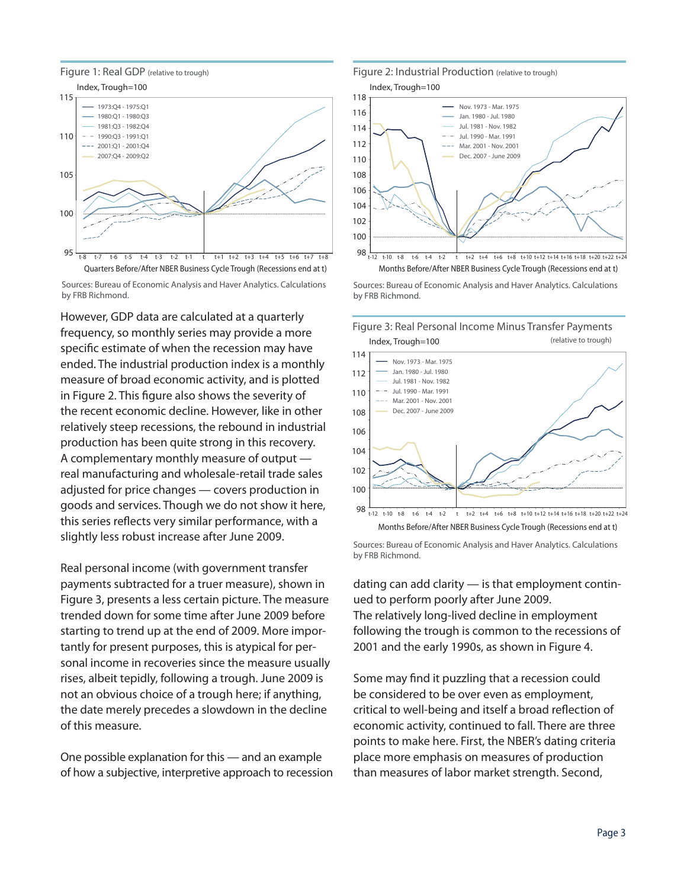Figure 1: Real GDP (relative to trough)

Sources: Bureau of Economic Analysis and Haver Analytics. Calculations by FRB Richmond.

Figure 2: Industrial Production (relative to trough)

Sources: Bureau of Economic Analysis and Haver Analytics. Calculations by FRB Richmond.

However, GDP data are calculated at a quarterly frequency, so monthly series may provide a more specific estimate of when the recession may have ended. The industrial production index is a monthly measure of broad economic activity, and is plotted in Figure 2. This figure also shows the severity of the recent economic decline. However, like in other relatively steep recessions, the rebound in industrial production has been quite strong in this recovery. A complementary monthly measure of output — real manufacturing and wholesale-retail trade sales adjusted for price changes — covers production in goods and services. Though we do not show it here, this series reflects very similar performance, with a slightly less robust increase after June 2009.

Real personal income (with government transfer payments subtracted for a truer measure), shown in Figure 3, presents a less certain picture. The measure trended down for some time after June 2009 before starting to trend up at the end of 2009. More importantly for present purposes, this is atypical for personal income in recoveries since the measure usually rises, albeit tepidly, following a trough. June 2009 is not an obvious choice of a trough here; if anything, the date merely precedes a slowdown in the decline of this measure.

One possible explanation for this — and an example of how a subjective, interpretive approach to recession dating can add clarity — is that employment continued to perform poorly after June 2009.

Figure 3: Real Personal Income Minus Transfer Payments (relative to trough)

Sources: Bureau of Economic Analysis and Haver Analytics. Calculations by FRB Richmond.

The relatively long-lived decline in employment following the trough is common to the recessions of 2001 and the early 1990s, as shown in Figure 4.

Some may find it puzzling that a recession could be considered to be over even as employment, critical to well-being and itself a broad reflection of economic activity, continued to fall. There are three points to make here. First, the NBER's dating criteria place more emphasis on measures of production than measures of labor market strength. Second,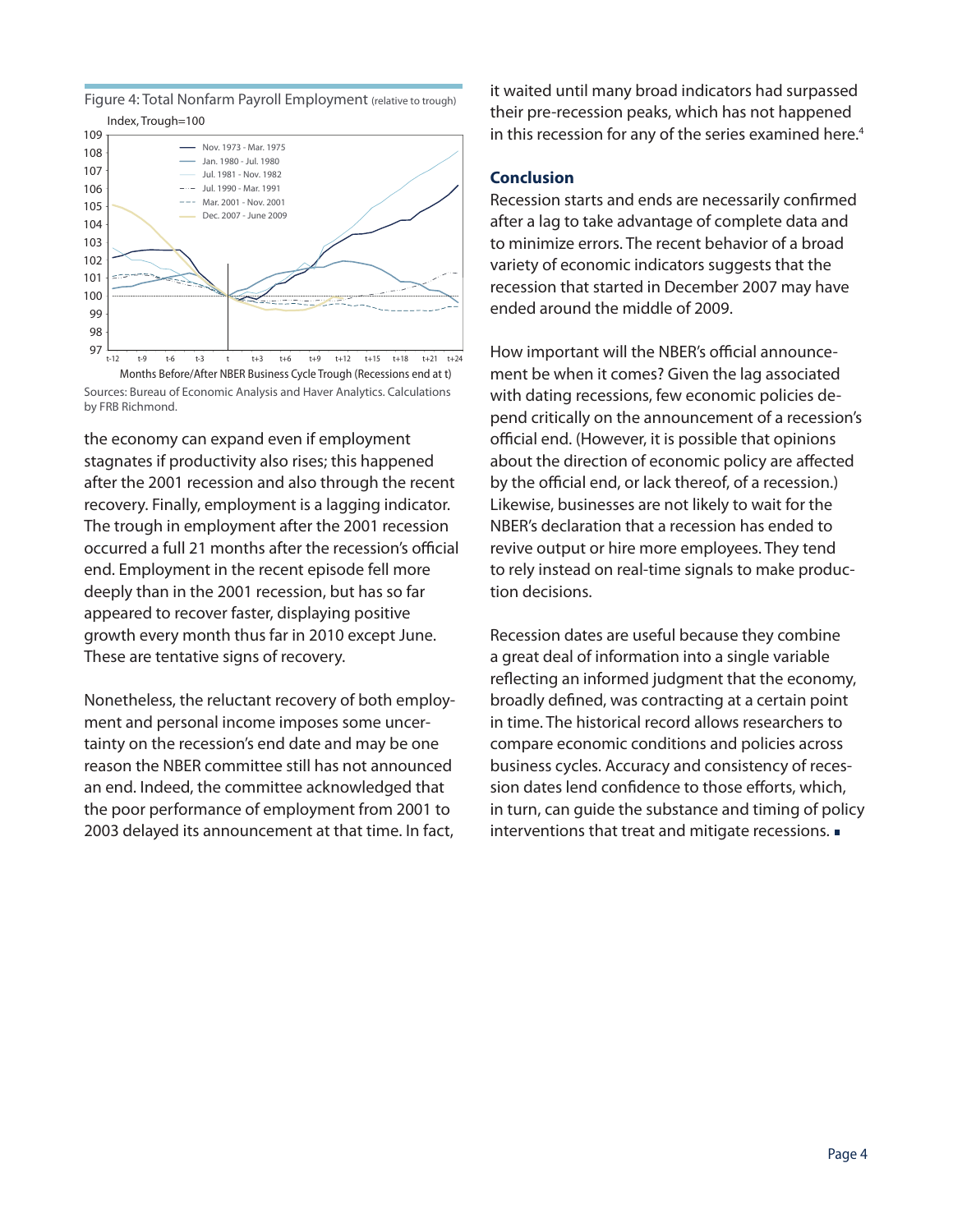Figure 4: Total Nonfarm Payroll Employment (relative to trough)

Sources: Bureau of Economic Analysis and Haver Analytics. Calculations by FRB Richmond.

the economy can expand even if employment stagnates if productivity also rises; this happened after the 2001 recession and also through the recent recovery. Finally, employment is a lagging indicator. The trough in employment after the 2001 recession occurred a full 21 months after the recession's official end. Employment in the recent episode fell more deeply than in the 2001 recession, but has so far appeared to recover faster, displaying positive growth every month thus far in 2010 except June. These are tentative signs of recovery.

Nonetheless, the reluctant recovery of both employment and personal income imposes some uncertainty on the recession's end date and may be one reason the NBER committee still has not announced an end. Indeed, the committee acknowledged that the poor performance of employment from 2001 to 2003 delayed its announcement at that time. In fact, it waited until many broad indicators had surpassed their pre-recession peaks, which has not happened in this recession for any of the series examined here.[4]

## Conclusion

Recession starts and ends are necessarily confirmed after a lag to take advantage of complete data and to minimize errors. The recent behavior of a broad variety of economic indicators suggests that the recession that started in December 2007 may have ended around the middle of 2009.

How important will the NBER's official announcement be when it comes? Given the lag associated with dating recessions, few economic policies depend critically on the announcement of a recession's official end. (However, it is possible that opinions about the direction of economic policy are affected by the official end, or lack thereof, of a recession.) Likewise, businesses are not likely to wait for the NBER's declaration that a recession has ended to revive output or hire more employees. They tend to rely instead on real-time signals to make production decisions.

Recession dates are useful because they combine a great deal of information into a single variable reflecting an informed judgment that the economy, broadly defined, was contracting at a certain point in time. The historical record allows researchers to compare economic conditions and policies across business cycles. Accuracy and consistency of recession dates lend confidence to those efforts, which, in turn, can guide the substance and timing of policy interventions that treat and mitigate recessions. ▪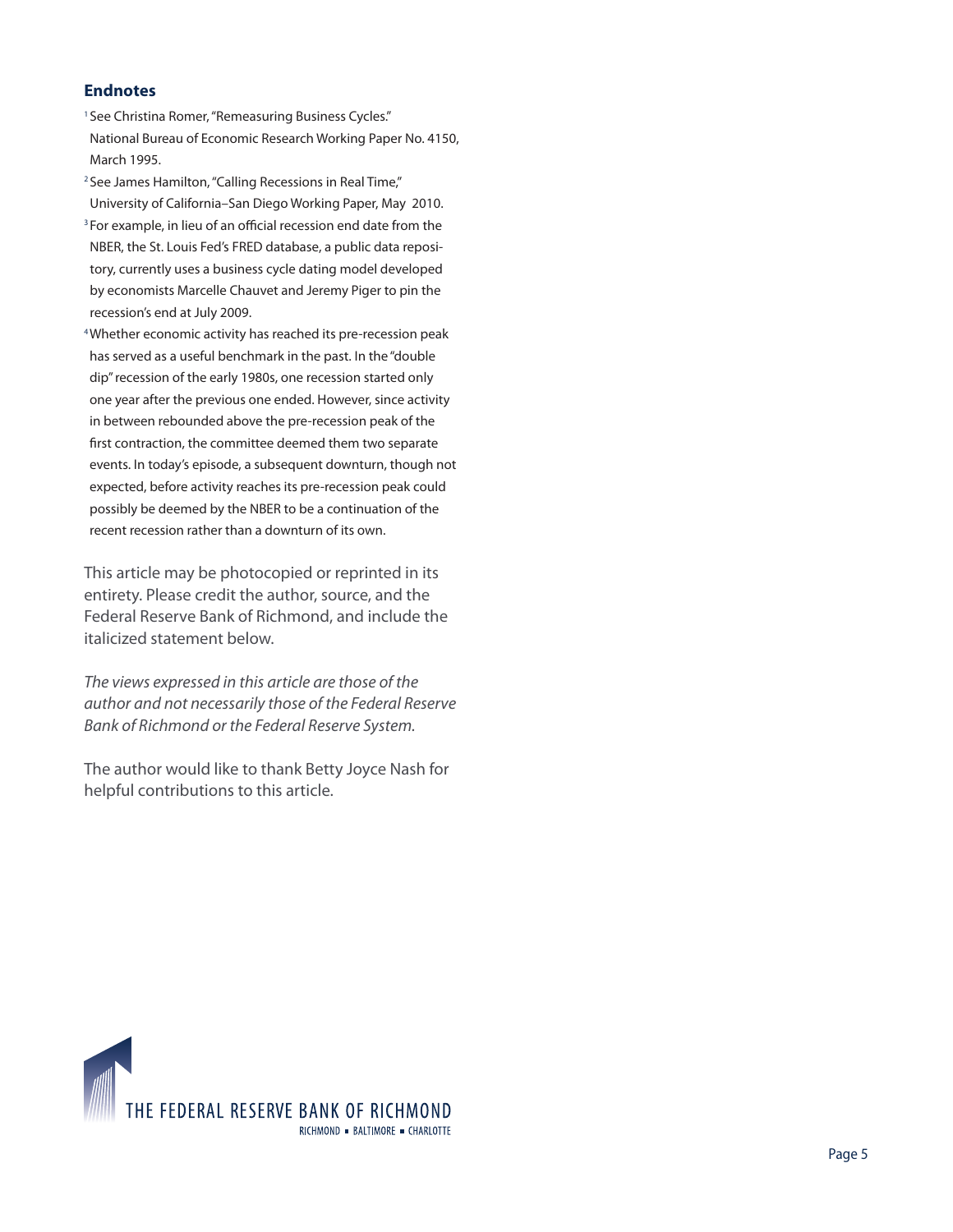## Endnotes

[1] See Christina Romer, "Remeasuring Business Cycles." National Bureau of Economic Research Working Paper No. 4150, March 1995.

[2] See James Hamilton, "Calling Recessions in Real Time," University of California–San Diego Working Paper, May 2010.

[3] For example, in lieu of an official recession end date from the NBER, the St. Louis Fed's FRED database, a public data repository, currently uses a business cycle dating model developed by economists Marcelle Chauvet and Jeremy Piger to pin the recession's end at July 2009.

[4] Whether economic activity has reached its pre-recession peak has served as a useful benchmark in the past. In the "double dip" recession of the early 1980s, one recession started only one year after the previous one ended. However, since activity in between rebounded above the pre-recession peak of the first contraction, the committee deemed them two separate events. In today's episode, a subsequent downturn, though not expected, before activity reaches its pre-recession peak could possibly be deemed by the NBER to be a continuation of the recent recession rather than a downturn of its own.

This article may be photocopied or reprinted in its entirety. Please credit the author, source, and the Federal Reserve Bank of Richmond, and include the italicized statement below.

*The views expressed in this article are those of the author and not necessarily those of the Federal Reserve Bank of Richmond or the Federal Reserve System.*

The author would like to thank Betty Joyce Nash for helpful contributions to this article.

THE FEDERAL RESERVE BANK OF RICHMOND

RICHMOND ■ BALTIMORE ■ CHARLOTTE